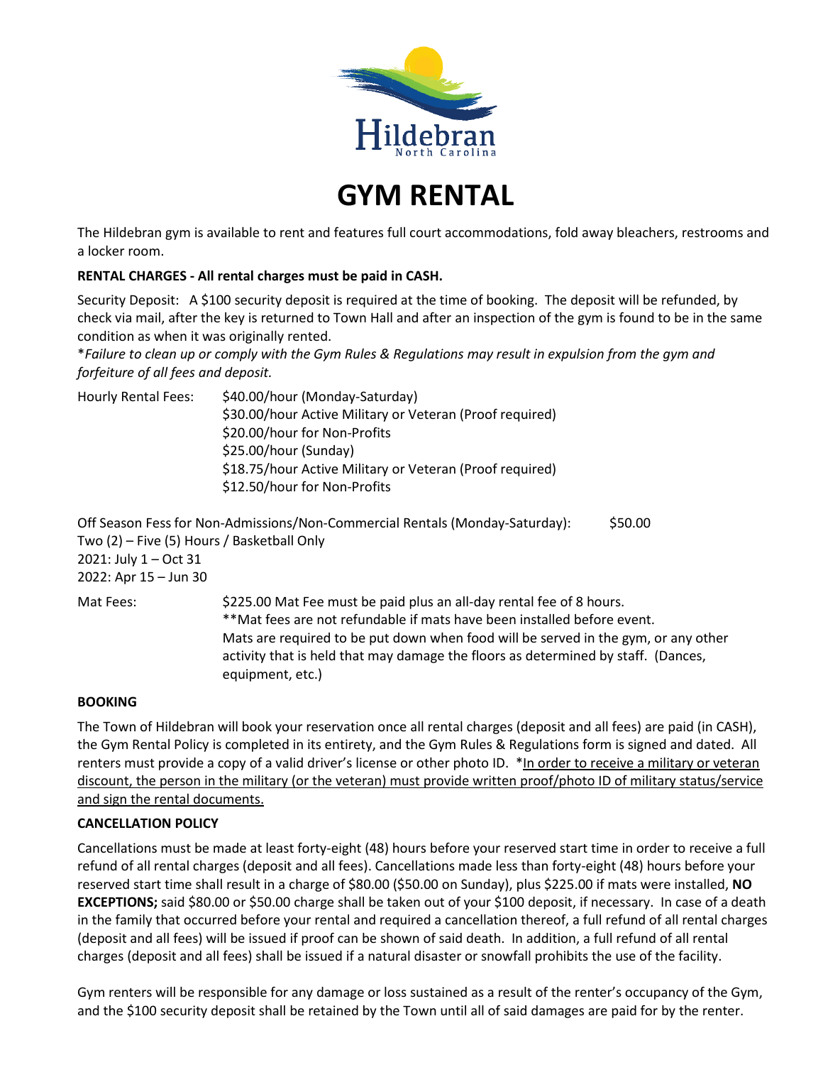Hildebran
North Carolina

# GYM RENTAL

The Hildebran gym is available to rent and features full court accommodations, fold away bleachers, restrooms and a locker room.

**RENTAL CHARGES - All rental charges must be paid in CASH.**

Security Deposit: A $100 security deposit is required at the time of booking. The deposit will be refunded, by check via mail, after the key is returned to Town Hall and after an inspection of the gym is found to be in the same condition as when it was originally rented.
**Failure to clean up or comply with the Gym Rules & Regulations may result in expulsion from the gym and forfeiture of all fees and deposit.*

Hourly Rental Fees:
- $40.00/hour (Monday-Saturday)
- $30.00/hour Active Military or Veteran (Proof required)
- $20.00/hour for Non-Profits
- $25.00/hour (Sunday)
- $18.75/hour Active Military or Veteran (Proof required)
- $12.50/hour for Non-Profits

Off Season Fess for Non-Admissions/Non-Commercial Rentals (Monday-Saturday): $50.00
Two (2) – Five (5) Hours / Basketball Only
2021: July 1 – Oct 31
2022: Apr 15 – Jun 30

Mat Fees: $225.00 Mat Fee must be paid plus an all-day rental fee of 8 hours.
**Mat fees are not refundable if mats have been installed before event.
Mats are required to be put down when food will be served in the gym, or any other activity that is held that may damage the floors as determined by staff. (Dances, equipment, etc.)

**BOOKING**

The Town of Hildebran will book your reservation once all rental charges (deposit and all fees) are paid (in CASH), the Gym Rental Policy is completed in its entirety, and the Gym Rules & Regulations form is signed and dated. All renters must provide a copy of a valid driver's license or other photo ID. *<u>In order to receive a military or veteran discount, the person in the military (or the veteran) must provide written proof/photo ID of military status/service and sign the rental documents.</u>

**CANCELLATION POLICY**

Cancellations must be made at least forty-eight (48) hours before your reserved start time in order to receive a full refund of all rental charges (deposit and all fees). Cancellations made less than forty-eight (48) hours before your reserved start time shall result in a charge of $80.00 ($50.00 on Sunday), plus $225.00 if mats were installed, **NO EXCEPTIONS;** said $80.00 or $50.00 charge shall be taken out of your $100 deposit, if necessary. In case of a death in the family that occurred before your rental and required a cancellation thereof, a full refund of all rental charges (deposit and all fees) will be issued if proof can be shown of said death. In addition, a full refund of all rental charges (deposit and all fees) shall be issued if a natural disaster or snowfall prohibits the use of the facility.

Gym renters will be responsible for any damage or loss sustained as a result of the renter's occupancy of the Gym, and the $100 security deposit shall be retained by the Town until all of said damages are paid for by the renter.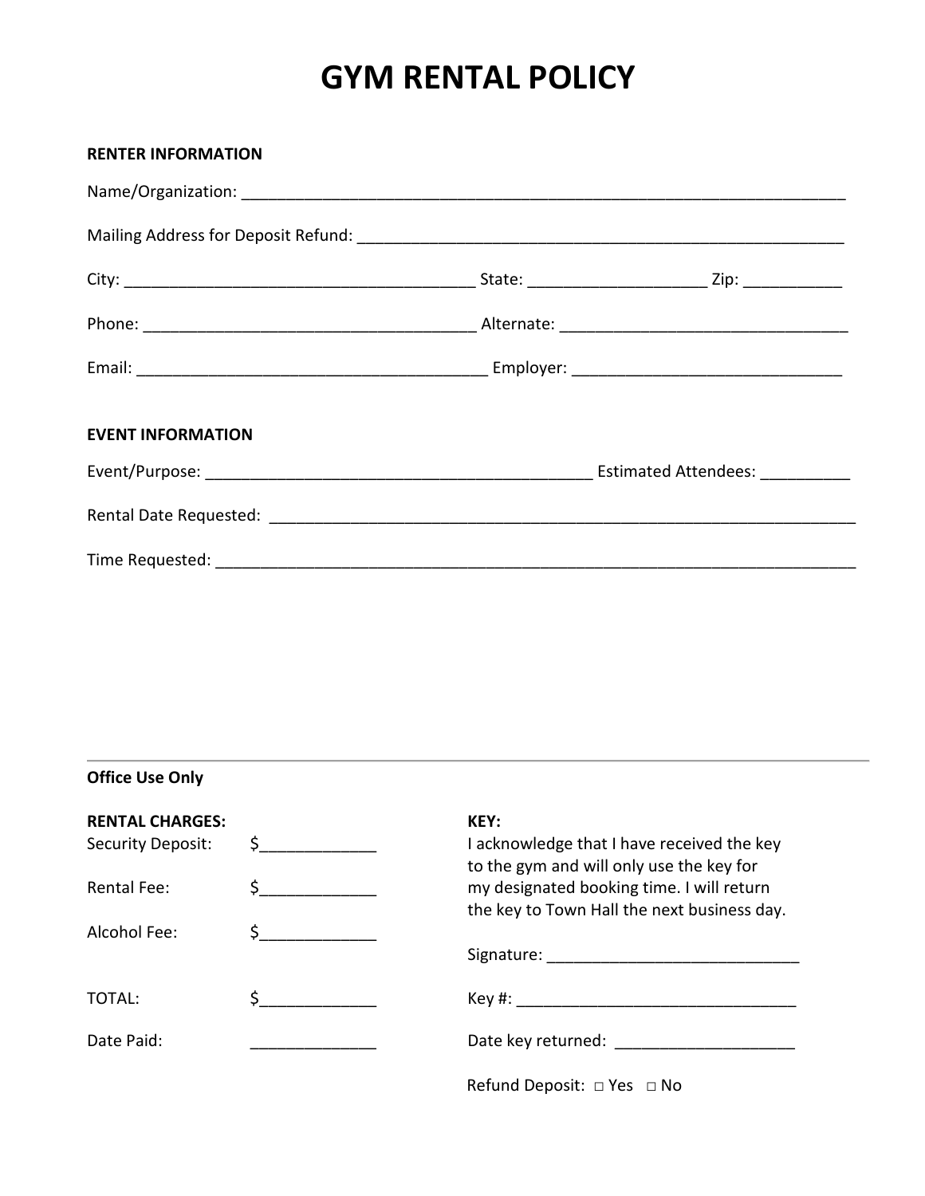# GYM RENTAL POLICY

**RENTER INFORMATION**

Name/Organization: ______________________________________________________________________

Mailing Address for Deposit Refund: _______________________________________________________

City: ________________________________________ State: ____________________ Zip: ___________

Phone: _____________________________________ Alternate: ________________________________

Email: ________________________________________ Employer: ______________________________

**EVENT INFORMATION**

Event/Purpose: ____________________________________________ Estimated Attendees: __________

Rental Date Requested: ____________________________________________________________________

Time Requested: __________________________________________________________________________

---

**Office Use Only**

**RENTAL CHARGES:**

Security Deposit: $_____________

Rental Fee: $_____________

Alcohol Fee: $_____________

TOTAL: $_____________

Date Paid: ______________

**KEY:**

I acknowledge that I have received the key to the gym and will only use the key for my designated booking time. I will return the key to Town Hall the next business day.

Signature: ____________________________

Key #: _______________________________

Date key returned: ____________________

Refund Deposit: □ Yes □ No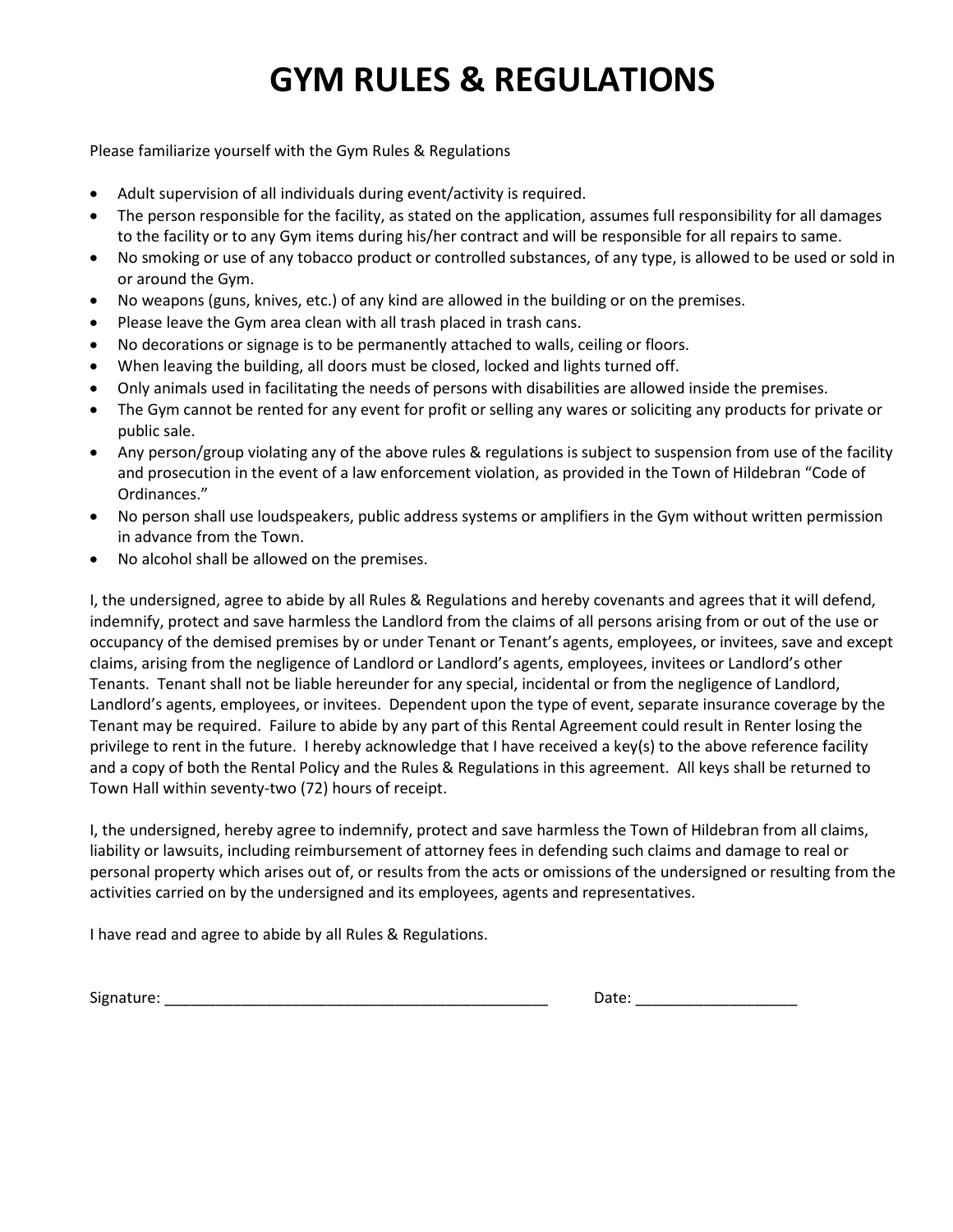# GYM RULES & REGULATIONS

Please familiarize yourself with the Gym Rules & Regulations

- Adult supervision of all individuals during event/activity is required.
- The person responsible for the facility, as stated on the application, assumes full responsibility for all damages to the facility or to any Gym items during his/her contract and will be responsible for all repairs to same.
- No smoking or use of any tobacco product or controlled substances, of any type, is allowed to be used or sold in or around the Gym.
- No weapons (guns, knives, etc.) of any kind are allowed in the building or on the premises.
- Please leave the Gym area clean with all trash placed in trash cans.
- No decorations or signage is to be permanently attached to walls, ceiling or floors.
- When leaving the building, all doors must be closed, locked and lights turned off.
- Only animals used in facilitating the needs of persons with disabilities are allowed inside the premises.
- The Gym cannot be rented for any event for profit or selling any wares or soliciting any products for private or public sale.
- Any person/group violating any of the above rules & regulations is subject to suspension from use of the facility and prosecution in the event of a law enforcement violation, as provided in the Town of Hildebran "Code of Ordinances."
- No person shall use loudspeakers, public address systems or amplifiers in the Gym without written permission in advance from the Town.
- No alcohol shall be allowed on the premises.

I, the undersigned, agree to abide by all Rules & Regulations and hereby covenants and agrees that it will defend, indemnify, protect and save harmless the Landlord from the claims of all persons arising from or out of the use or occupancy of the demised premises by or under Tenant or Tenant's agents, employees, or invitees, save and except claims, arising from the negligence of Landlord or Landlord's agents, employees, invitees or Landlord's other Tenants. Tenant shall not be liable hereunder for any special, incidental or from the negligence of Landlord, Landlord's agents, employees, or invitees. Dependent upon the type of event, separate insurance coverage by the Tenant may be required. Failure to abide by any part of this Rental Agreement could result in Renter losing the privilege to rent in the future. I hereby acknowledge that I have received a key(s) to the above reference facility and a copy of both the Rental Policy and the Rules & Regulations in this agreement. All keys shall be returned to Town Hall within seventy-two (72) hours of receipt.

I, the undersigned, hereby agree to indemnify, protect and save harmless the Town of Hildebran from all claims, liability or lawsuits, including reimbursement of attorney fees in defending such claims and damage to real or personal property which arises out of, or results from the acts or omissions of the undersigned or resulting from the activities carried on by the undersigned and its employees, agents and representatives.

I have read and agree to abide by all Rules & Regulations.

Signature: _______________________________________________ Date: ___________________